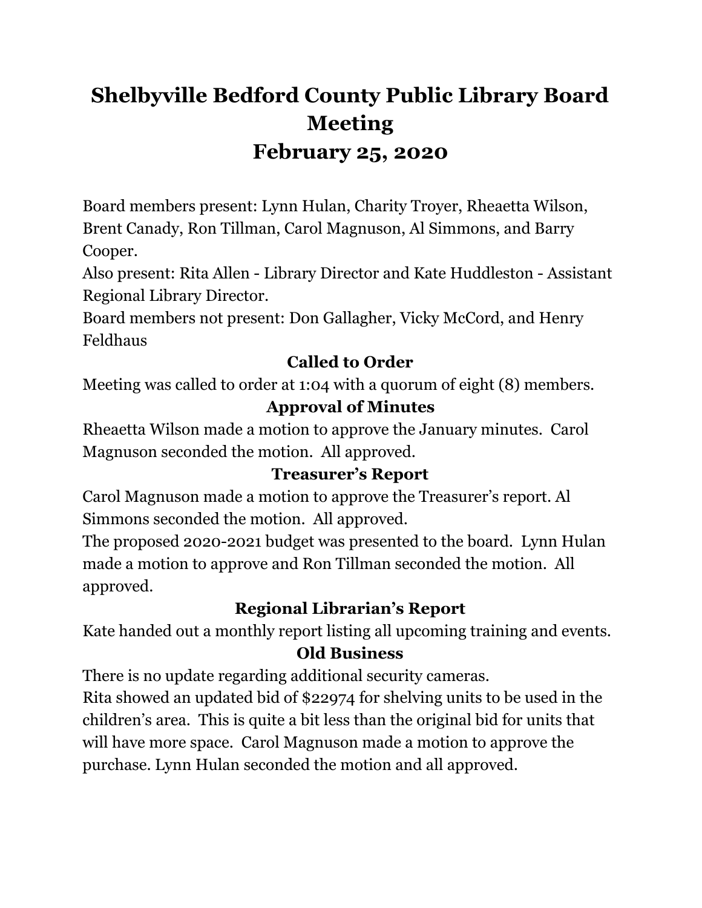# Shelbyville Bedford County Public Library Board Meeting
# February 25, 2020

Board members present: Lynn Hulan, Charity Troyer, Rheaetta Wilson, Brent Canady, Ron Tillman, Carol Magnuson, Al Simmons, and Barry Cooper.
Also present: Rita Allen - Library Director and Kate Huddleston - Assistant Regional Library Director.
Board members not present: Don Gallagher, Vicky McCord, and Henry Feldhaus

## Called to Order

Meeting was called to order at 1:04 with a quorum of eight (8) members.

## Approval of Minutes

Rheaetta Wilson made a motion to approve the January minutes. Carol Magnuson seconded the motion. All approved.

## Treasurer's Report

Carol Magnuson made a motion to approve the Treasurer's report. Al Simmons seconded the motion. All approved.
The proposed 2020-2021 budget was presented to the board. Lynn Hulan made a motion to approve and Ron Tillman seconded the motion. All approved.

## Regional Librarian's Report

Kate handed out a monthly report listing all upcoming training and events.

## Old Business

There is no update regarding additional security cameras.
Rita showed an updated bid of $22974 for shelving units to be used in the children's area. This is quite a bit less than the original bid for units that will have more space. Carol Magnuson made a motion to approve the purchase. Lynn Hulan seconded the motion and all approved.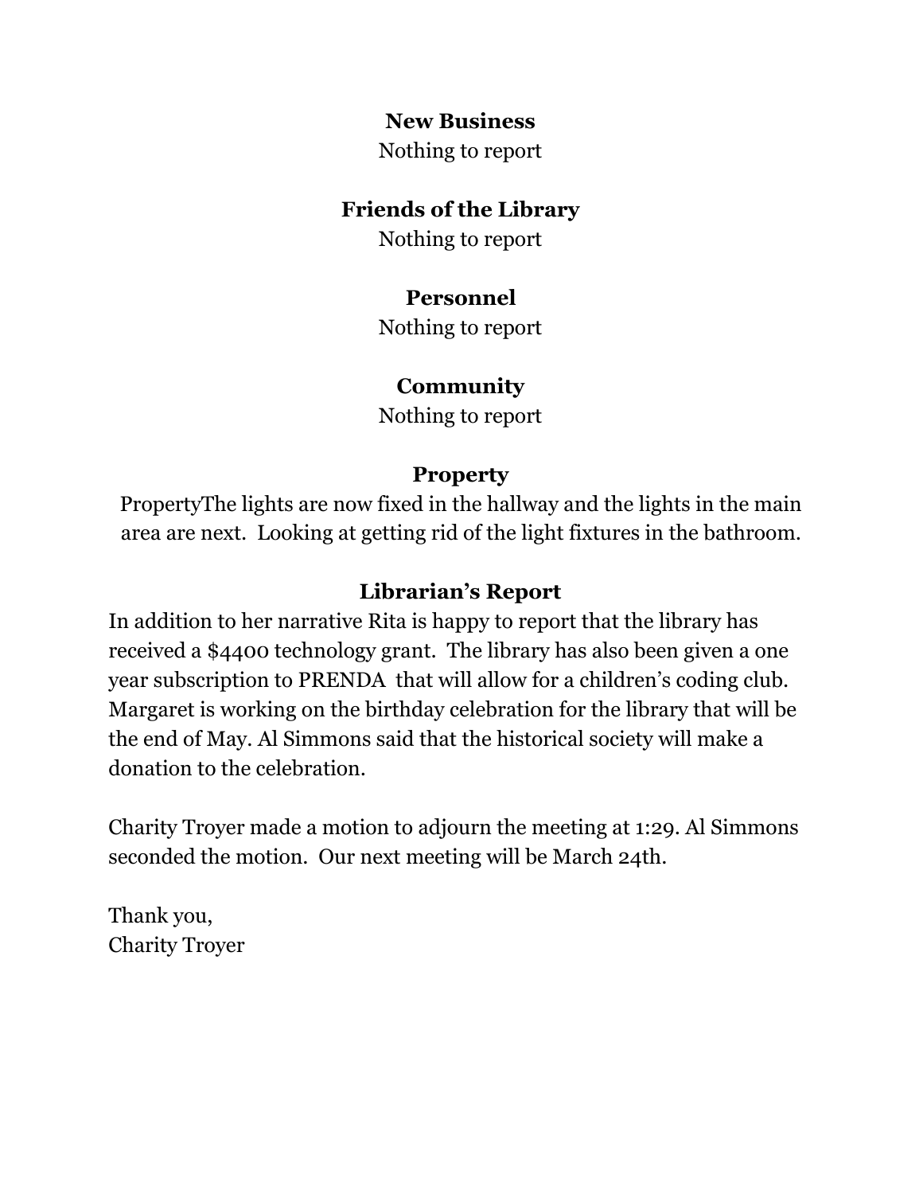**New Business**

Nothing to report

**Friends of the Library**

Nothing to report

**Personnel**

Nothing to report

**Community**

Nothing to report

**Property**

PropertyThe lights are now fixed in the hallway and the lights in the main area are next. Looking at getting rid of the light fixtures in the bathroom.

**Librarian's Report**

In addition to her narrative Rita is happy to report that the library has received a $4400 technology grant. The library has also been given a one year subscription to PRENDA that will allow for a children's coding club. Margaret is working on the birthday celebration for the library that will be the end of May. Al Simmons said that the historical society will make a donation to the celebration.

Charity Troyer made a motion to adjourn the meeting at 1:29. Al Simmons seconded the motion. Our next meeting will be March 24th.

Thank you,
Charity Troyer